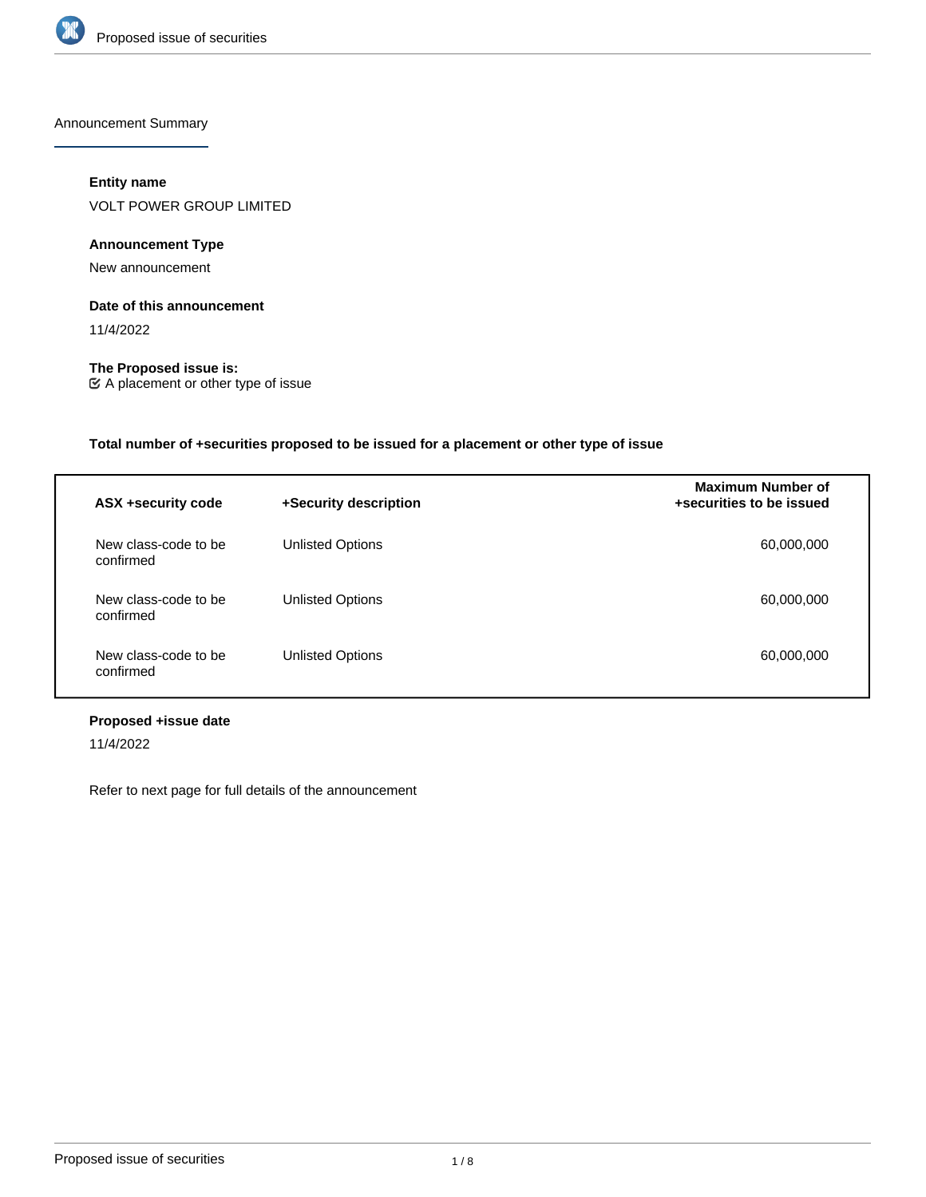## Announcement Summary

**Entity name**

VOLT POWER GROUP LIMITED

**Announcement Type**

New announcement

**Date of this announcement**

11/4/2022

**The Proposed issue is:**

☑ A placement or other type of issue

**Total number of +securities proposed to be issued for a placement or other type of issue**

| ASX +security code | +Security description | Maximum Number of +securities to be issued |
|---|---|---|
| New class-code to be confirmed | Unlisted Options | 60,000,000 |
| New class-code to be confirmed | Unlisted Options | 60,000,000 |
| New class-code to be confirmed | Unlisted Options | 60,000,000 |

**Proposed +issue date**

11/4/2022

Refer to next page for full details of the announcement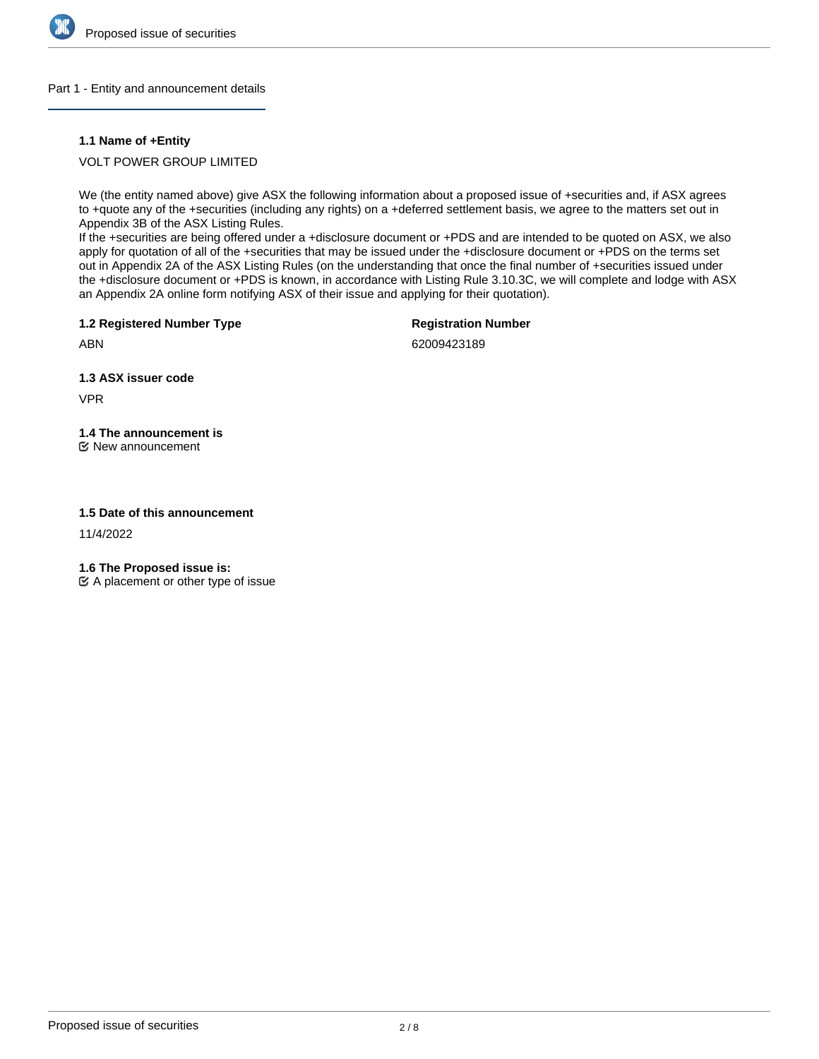## Part 1 - Entity and announcement details

**1.1 Name of +Entity**

VOLT POWER GROUP LIMITED

We (the entity named above) give ASX the following information about a proposed issue of +securities and, if ASX agrees to +quote any of the +securities (including any rights) on a +deferred settlement basis, we agree to the matters set out in Appendix 3B of the ASX Listing Rules.
If the +securities are being offered under a +disclosure document or +PDS and are intended to be quoted on ASX, we also apply for quotation of all of the +securities that may be issued under the +disclosure document or +PDS on the terms set out in Appendix 2A of the ASX Listing Rules (on the understanding that once the final number of +securities issued under the +disclosure document or +PDS is known, in accordance with Listing Rule 3.10.3C, we will complete and lodge with ASX an Appendix 2A online form notifying ASX of their issue and applying for their quotation).

**1.2 Registered Number Type**

ABN

**Registration Number**

62009423189

**1.3 ASX issuer code**

VPR

**1.4 The announcement is**

☑ New announcement

**1.5 Date of this announcement**

11/4/2022

**1.6 The Proposed issue is:**

☑ A placement or other type of issue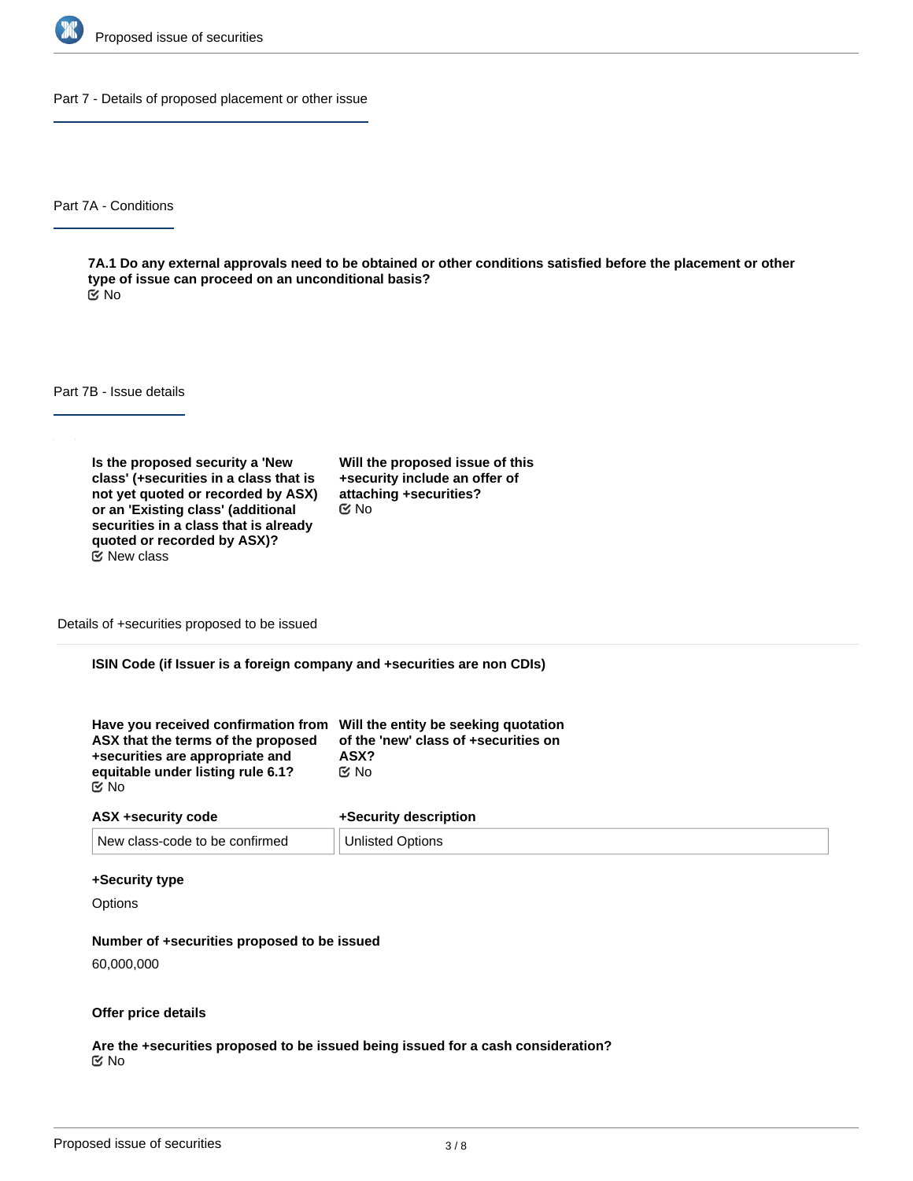## Part 7 - Details of proposed placement or other issue

### Part 7A - Conditions

**7A.1 Do any external approvals need to be obtained or other conditions satisfied before the placement or other type of issue can proceed on an unconditional basis?**

☑ No

### Part 7B - Issue details

**Is the proposed security a 'New class' (+securities in a class that is not yet quoted or recorded by ASX) or an 'Existing class' (additional securities in a class that is already quoted or recorded by ASX)?**

☑ New class

**Will the proposed issue of this +security include an offer of attaching +securities?**

☑ No

#### Details of +securities proposed to be issued

**ISIN Code (if Issuer is a foreign company and +securities are non CDIs)**

**Have you received confirmation from ASX that the terms of the proposed +securities are appropriate and equitable under listing rule 6.1?**

☑ No

**Will the entity be seeking quotation of the 'new' class of +securities on ASX?**

☑ No

| ASX +security code | +Security description |
|---|---|
| New class-code to be confirmed | Unlisted Options |

**+Security type**

Options

**Number of +securities proposed to be issued**

60,000,000

**Offer price details**

**Are the +securities proposed to be issued being issued for a cash consideration?**

☑ No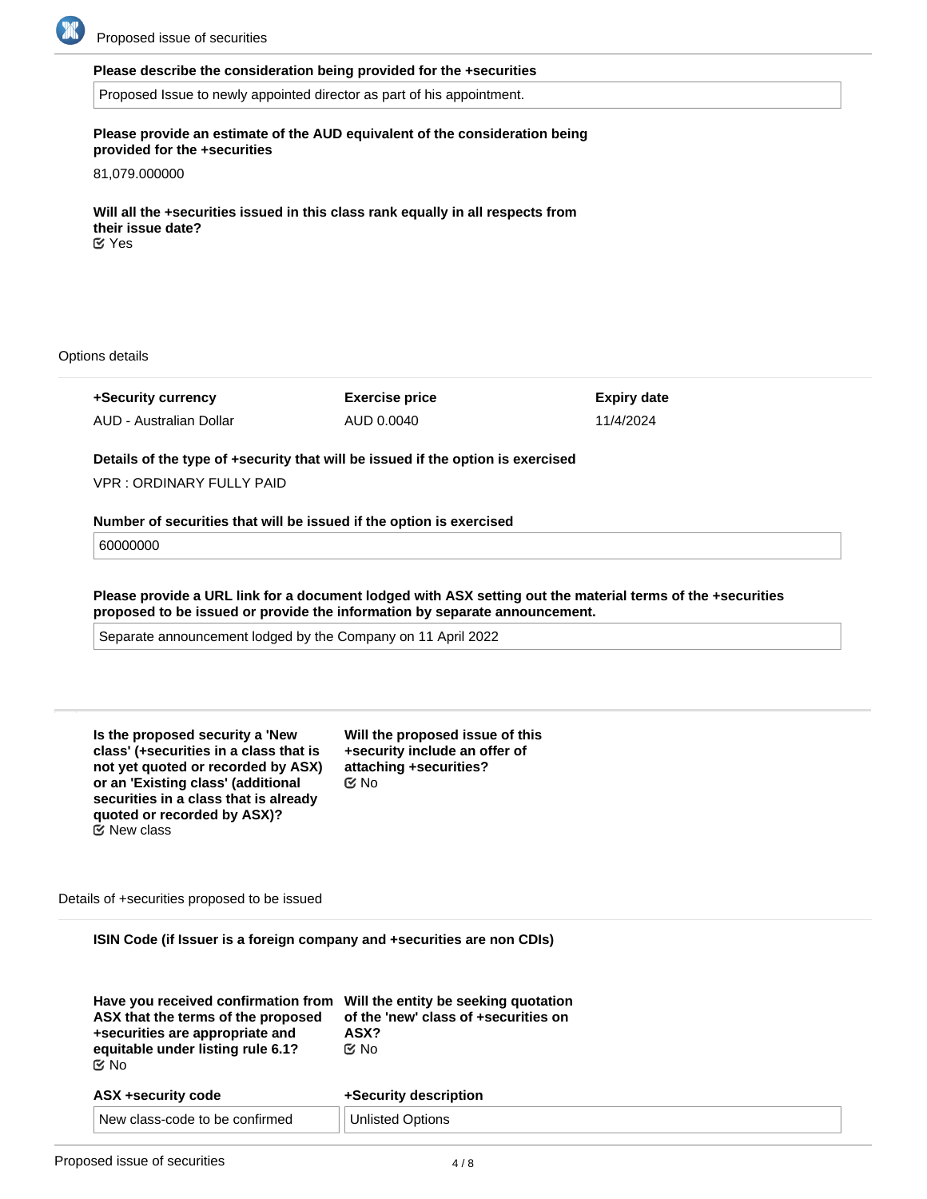**Please describe the consideration being provided for the +securities**

Proposed Issue to newly appointed director as part of his appointment.

**Please provide an estimate of the AUD equivalent of the consideration being provided for the +securities**

81,079.000000

**Will all the +securities issued in this class rank equally in all respects from their issue date?**

Yes

Options details

| +Security currency | Exercise price | Expiry date |
|---|---|---|
| AUD - Australian Dollar | AUD 0.0040 | 11/4/2024 |

**Details of the type of +security that will be issued if the option is exercised**

VPR : ORDINARY FULLY PAID

**Number of securities that will be issued if the option is exercised**

60000000

**Please provide a URL link for a document lodged with ASX setting out the material terms of the +securities proposed to be issued or provide the information by separate announcement.**

Separate announcement lodged by the Company on 11 April 2022

**Is the proposed security a 'New class' (+securities in a class that is not yet quoted or recorded by ASX) or an 'Existing class' (additional securities in a class that is already quoted or recorded by ASX)?**

New class

**Will the proposed issue of this +security include an offer of attaching +securities?**

No

Details of +securities proposed to be issued

**ISIN Code (if Issuer is a foreign company and +securities are non CDIs)**

**Have you received confirmation from ASX that the terms of the proposed +securities are appropriate and equitable under listing rule 6.1?**

No

**Will the entity be seeking quotation of the 'new' class of +securities on ASX?**

No

| ASX +security code | +Security description |
|---|---|
| New class-code to be confirmed | Unlisted Options |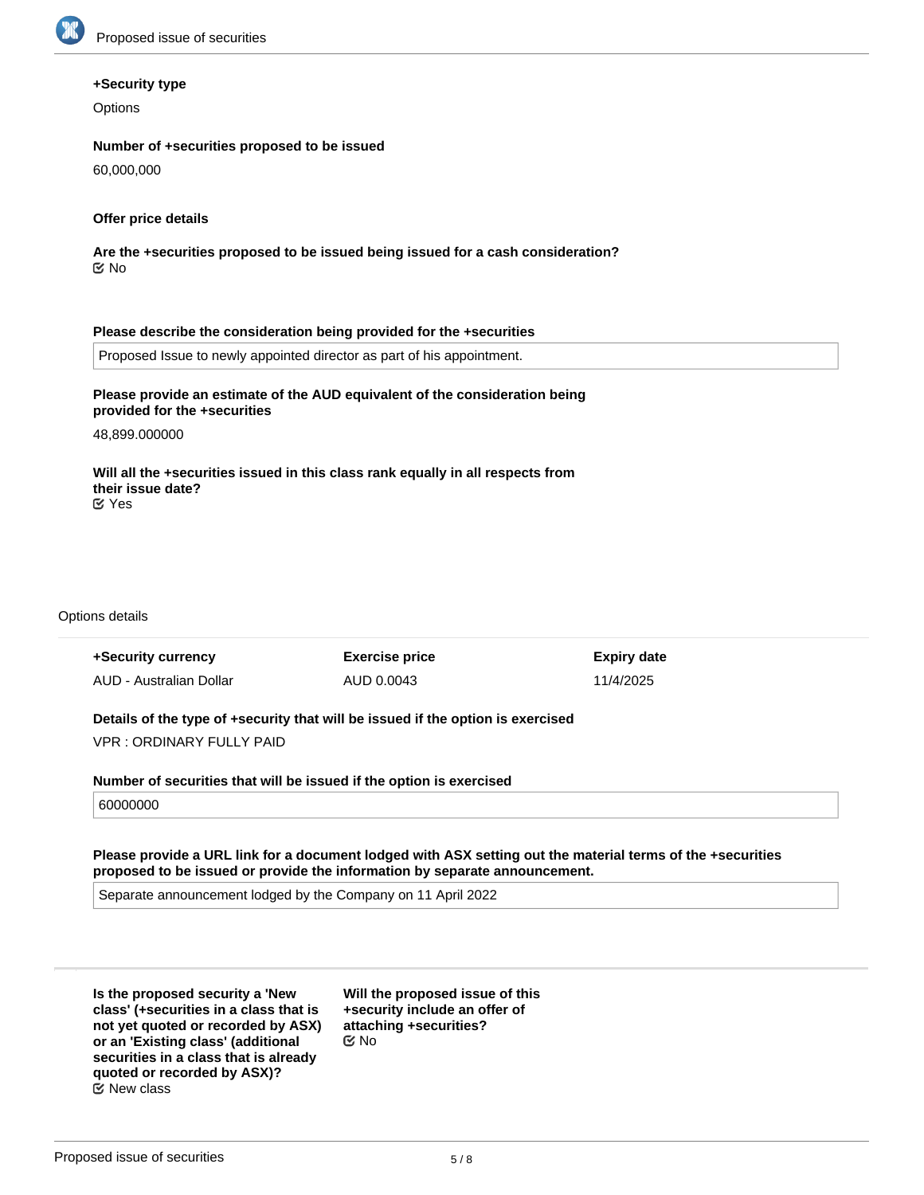**+Security type**

Options

**Number of +securities proposed to be issued**

60,000,000

**Offer price details**

**Are the +securities proposed to be issued being issued for a cash consideration?**

☑ No

**Please describe the consideration being provided for the +securities**

Proposed Issue to newly appointed director as part of his appointment.

**Please provide an estimate of the AUD equivalent of the consideration being provided for the +securities**

48,899.000000

**Will all the +securities issued in this class rank equally in all respects from their issue date?**

☑ Yes

Options details

| +Security currency | Exercise price | Expiry date |
|---|---|---|
| AUD - Australian Dollar | AUD 0.0043 | 11/4/2025 |

**Details of the type of +security that will be issued if the option is exercised**

VPR : ORDINARY FULLY PAID

**Number of securities that will be issued if the option is exercised**

60000000

**Please provide a URL link for a document lodged with ASX setting out the material terms of the +securities proposed to be issued or provide the information by separate announcement.**

Separate announcement lodged by the Company on 11 April 2022

**Is the proposed security a 'New class' (+securities in a class that is not yet quoted or recorded by ASX) or an 'Existing class' (additional securities in a class that is already quoted or recorded by ASX)?**

☑ New class

**Will the proposed issue of this +security include an offer of attaching +securities?**

☑ No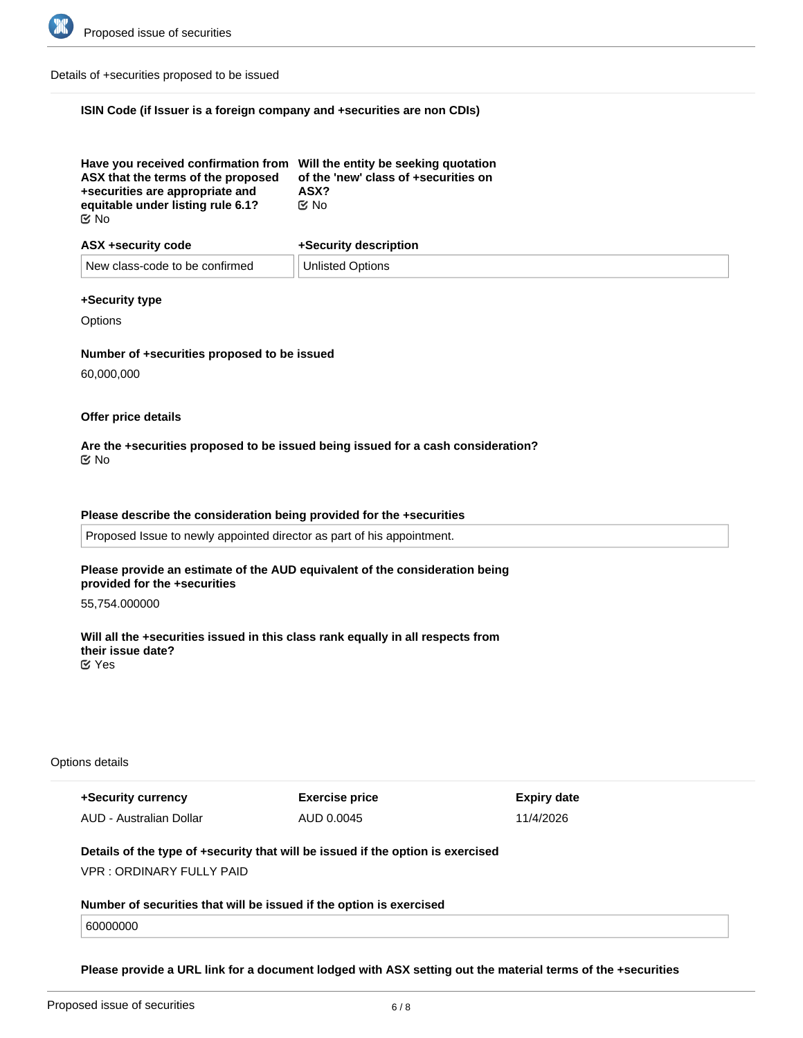Details of +securities proposed to be issued

**ISIN Code (if Issuer is a foreign company and +securities are non CDIs)**

**Have you received confirmation from ASX that the terms of the proposed +securities are appropriate and equitable under listing rule 6.1?**
☑ No

**Will the entity be seeking quotation of the 'new' class of +securities on ASX?**
☑ No

| ASX +security code | +Security description |
|---|---|
| New class-code to be confirmed | Unlisted Options |

**+Security type**

Options

**Number of +securities proposed to be issued**

60,000,000

**Offer price details**

**Are the +securities proposed to be issued being issued for a cash consideration?**
☑ No

**Please describe the consideration being provided for the +securities**

Proposed Issue to newly appointed director as part of his appointment.

**Please provide an estimate of the AUD equivalent of the consideration being provided for the +securities**

55,754.000000

**Will all the +securities issued in this class rank equally in all respects from their issue date?**
☑ Yes

Options details

| +Security currency | Exercise price | Expiry date |
|---|---|---|
| AUD - Australian Dollar | AUD 0.0045 | 11/4/2026 |

**Details of the type of +security that will be issued if the option is exercised**

VPR : ORDINARY FULLY PAID

**Number of securities that will be issued if the option is exercised**

60000000

**Please provide a URL link for a document lodged with ASX setting out the material terms of the +securities**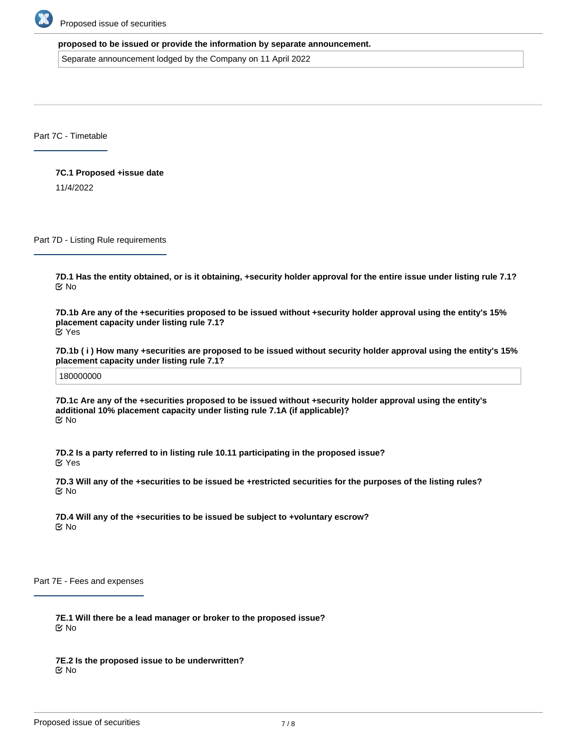**proposed to be issued or provide the information by separate announcement.**

Separate announcement lodged by the Company on 11 April 2022

## Part 7C - Timetable

**7C.1 Proposed +issue date**

11/4/2022

## Part 7D - Listing Rule requirements

**7D.1 Has the entity obtained, or is it obtaining, +security holder approval for the entire issue under listing rule 7.1?**

No

**7D.1b Are any of the +securities proposed to be issued without +security holder approval using the entity's 15% placement capacity under listing rule 7.1?**

Yes

**7D.1b ( i ) How many +securities are proposed to be issued without security holder approval using the entity's 15% placement capacity under listing rule 7.1?**

180000000

**7D.1c Are any of the +securities proposed to be issued without +security holder approval using the entity's additional 10% placement capacity under listing rule 7.1A (if applicable)?**

No

**7D.2 Is a party referred to in listing rule 10.11 participating in the proposed issue?**

Yes

**7D.3 Will any of the +securities to be issued be +restricted securities for the purposes of the listing rules?**

No

**7D.4 Will any of the +securities to be issued be subject to +voluntary escrow?**

No

## Part 7E - Fees and expenses

**7E.1 Will there be a lead manager or broker to the proposed issue?**

No

**7E.2 Is the proposed issue to be underwritten?**

No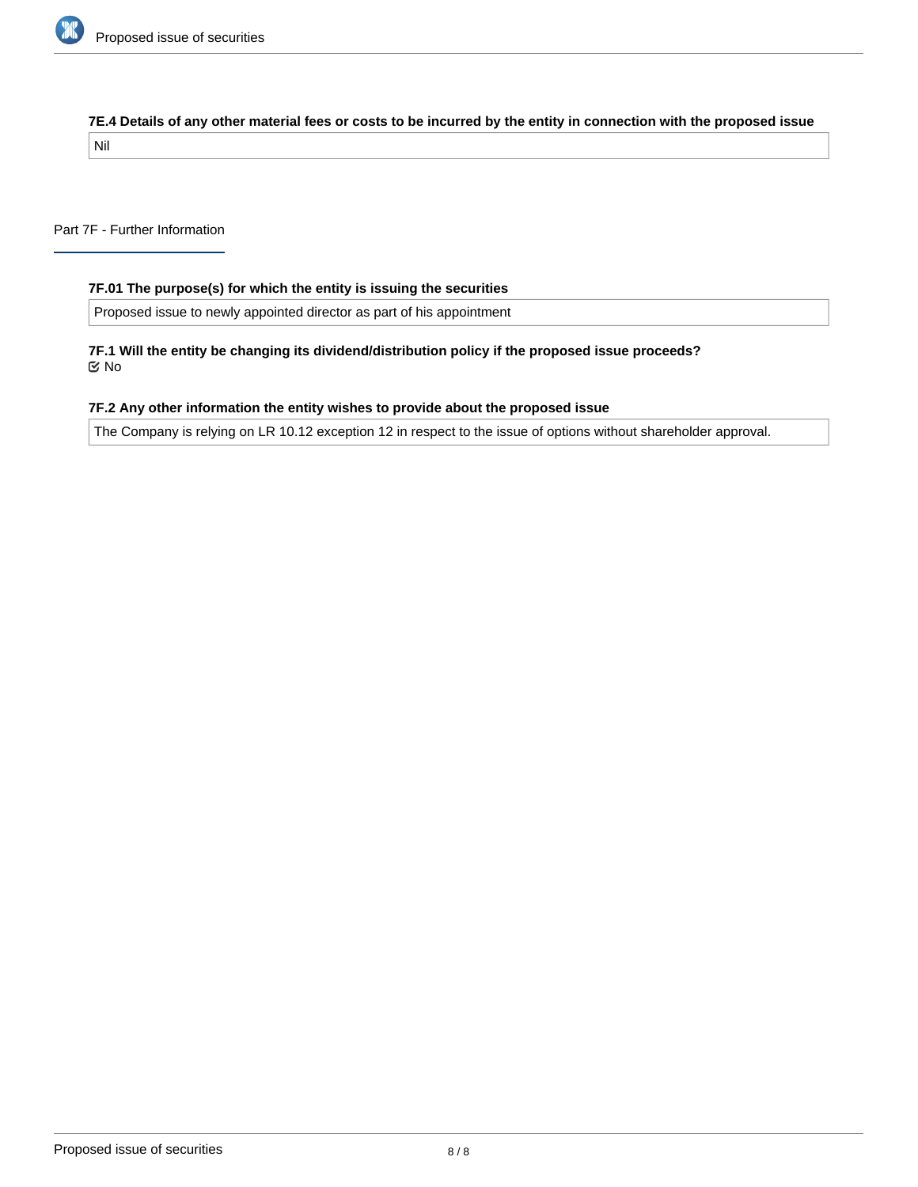**7E.4 Details of any other material fees or costs to be incurred by the entity in connection with the proposed issue**

Nil

## Part 7F - Further Information

**7F.01 The purpose(s) for which the entity is issuing the securities**

Proposed issue to newly appointed director as part of his appointment

**7F.1 Will the entity be changing its dividend/distribution policy if the proposed issue proceeds?**

☑ No

**7F.2 Any other information the entity wishes to provide about the proposed issue**

The Company is relying on LR 10.12 exception 12 in respect to the issue of options without shareholder approval.